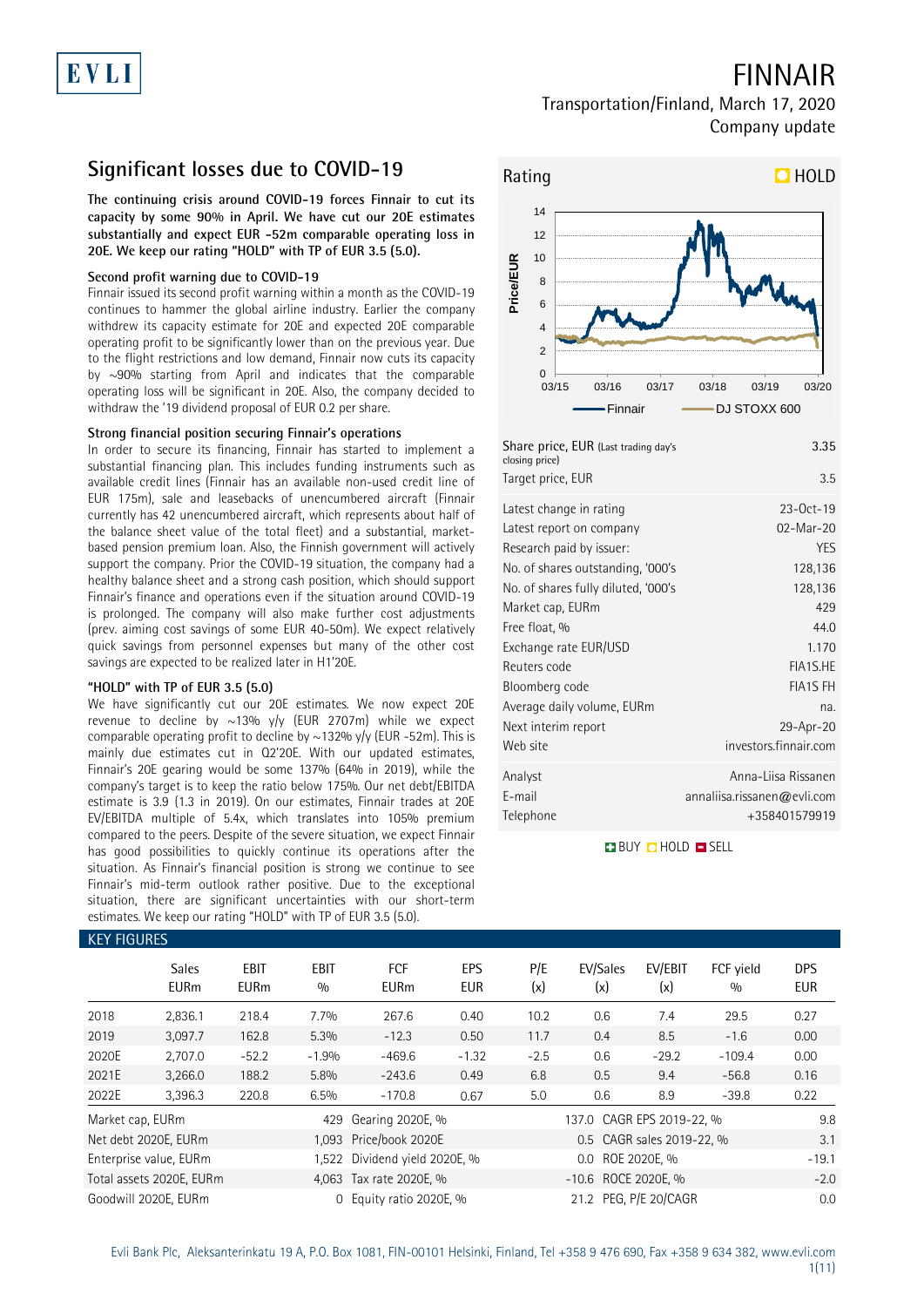# FINNAIR

Transportation/Finland, March 17, 2020
Company update

## Significant losses due to COVID-19

**The continuing crisis around COVID-19 forces Finnair to cut its capacity by some 90% in April. We have cut our 20E estimates substantially and expect EUR -52m comparable operating loss in 20E. We keep our rating "HOLD" with TP of EUR 3.5 (5.0).**

### Second profit warning due to COVID-19

Finnair issued its second profit warning within a month as the COVID-19 continues to hammer the global airline industry. Earlier the company withdrew its capacity estimate for 20E and expected 20E comparable operating profit to be significantly lower than on the previous year. Due to the flight restrictions and low demand, Finnair now cuts its capacity by ~90% starting from April and indicates that the comparable operating loss will be significant in 20E. Also, the company decided to withdraw the '19 dividend proposal of EUR 0.2 per share.

### Strong financial position securing Finnair's operations

In order to secure its financing, Finnair has started to implement a substantial financing plan. This includes funding instruments such as available credit lines (Finnair has an available non-used credit line of EUR 175m), sale and leasebacks of unencumbered aircraft (Finnair currently has 42 unencumbered aircraft, which represents about half of the balance sheet value of the total fleet) and a substantial, market-based pension premium loan. Also, the Finnish government will actively support the company. Prior the COVID-19 situation, the company had a healthy balance sheet and a strong cash position, which should support Finnair's finance and operations even if the situation around COVID-19 is prolonged. The company will also make further cost adjustments (prev. aiming cost savings of some EUR 40-50m). We expect relatively quick savings from personnel expenses but many of the other cost savings are expected to be realized later in H1'20E.

### "HOLD" with TP of EUR 3.5 (5.0)

We have significantly cut our 20E estimates. We now expect 20E revenue to decline by ~13% y/y (EUR 2707m) while we expect comparable operating profit to decline by ~132% y/y (EUR -52m). This is mainly due estimates cut in Q2'20E. With our updated estimates, Finnair's 20E gearing would be some 137% (64% in 2019), while the company's target is to keep the ratio below 175%. Our net debt/EBITDA estimate is 3.9 (1.3 in 2019). On our estimates, Finnair trades at 20E EV/EBITDA multiple of 5.4x, which translates into 105% premium compared to the peers. Despite of the severe situation, we expect Finnair has good possibilities to quickly continue its operations after the situation. As Finnair's financial position is strong we continue to see Finnair's mid-term outlook rather positive. Due to the exceptional situation, there are significant uncertainties with our short-term estimates. We keep our rating "HOLD" with TP of EUR 3.5 (5.0).

**Rating: HOLD**

| | |
|---|---|
| Share price, EUR (Last trading day's closing price) | 3.35 |
| Target price, EUR | 3.5 |

| | |
|---|---|
| Latest change in rating | 23-Oct-19 |
| Latest report on company | 02-Mar-20 |
| Research paid by issuer: | YES |
| No. of shares outstanding, '000's | 128,136 |
| No. of shares fully diluted, '000's | 128,136 |
| Market cap, EURm | 429 |
| Free float, % | 44.0 |
| Exchange rate EUR/USD | 1.170 |
| Reuters code | FIA1S.HE |
| Bloomberg code | FIA1S FH |
| Average daily volume, EURm | na. |
| Next interim report | 29-Apr-20 |
| Web site | investors.finnair.com |

| | |
|---|---|
| Analyst | Anna-Liisa Rissanen |
| E-mail | annaliisa.rissanen@evli.com |
| Telephone | +358401579919 |

BUY / HOLD / SELL

### KEY FIGURES

| | Sales EURm | EBIT EURm | EBIT % | FCF EURm | EPS EUR | P/E (x) | EV/Sales (x) | EV/EBIT (x) | FCF yield % | DPS EUR |
|---|---|---|---|---|---|---|---|---|---|---|
| 2018 | 2,836.1 | 218.4 | 7.7% | 267.6 | 0.40 | 10.2 | 0.6 | 7.4 | 29.5 | 0.27 |
| 2019 | 3,097.7 | 162.8 | 5.3% | -12.3 | 0.50 | 11.7 | 0.4 | 8.5 | -1.6 | 0.00 |
| 2020E | 2,707.0 | -52.2 | -1.9% | -469.6 | -1.32 | -2.5 | 0.6 | -29.2 | -109.4 | 0.00 |
| 2021E | 3,266.0 | 188.2 | 5.8% | -243.6 | 0.49 | 6.8 | 0.5 | 9.4 | -56.8 | 0.16 |
| 2022E | 3,396.3 | 220.8 | 6.5% | -170.8 | 0.67 | 5.0 | 0.6 | 8.9 | -39.8 | 0.22 |

| | | | | | |
|---|---|---|---|---|---|
| Market cap, EURm | 429 | Gearing 2020E, % | 137.0 | CAGR EPS 2019-22, % | 9.8 |
| Net debt 2020E, EURm | 1,093 | Price/book 2020E | 0.5 | CAGR sales 2019-22, % | 3.1 |
| Enterprise value, EURm | 1,522 | Dividend yield 2020E, % | 0.0 | ROE 2020E, % | -19.1 |
| Total assets 2020E, EURm | 4,063 | Tax rate 2020E, % | -10.6 | ROCE 2020E, % | -2.0 |
| Goodwill 2020E, EURm | 0 | Equity ratio 2020E, % | 21.2 | PEG, P/E 20/CAGR | 0.0 |

Evli Bank Plc, Aleksanterinkatu 19 A, P.O. Box 1081, FIN-00101 Helsinki, Finland, Tel +358 9 476 690, Fax +358 9 634 382, www.evli.com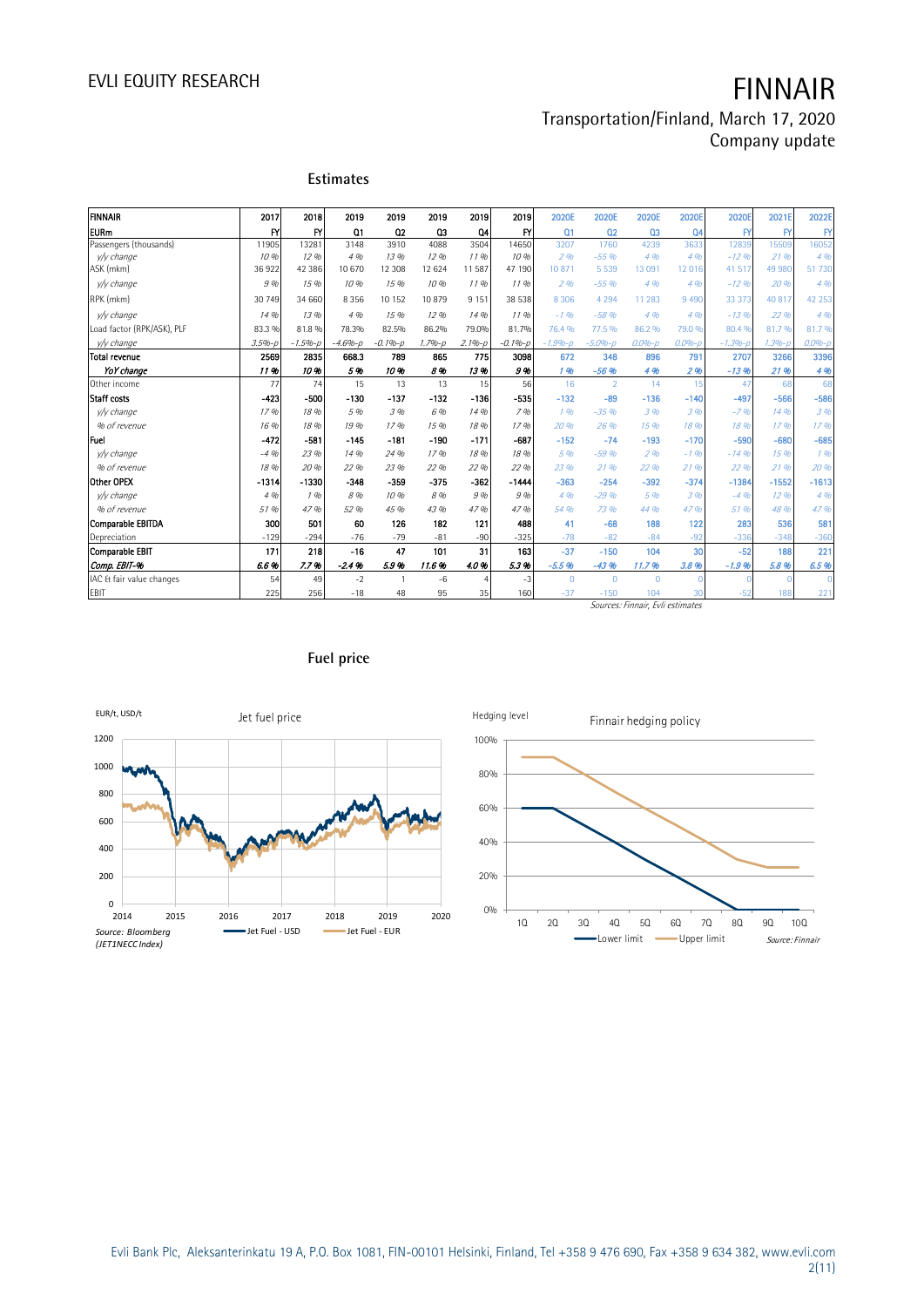## Estimates

| FINNAIR | 2017 | 2018 | 2019 | 2019 | 2019 | 2019 | 2019 | 2020E | 2020E | 2020E | 2020E | 2020E | 2021E | 2022E |
|---|---|---|---|---|---|---|---|---|---|---|---|---|---|---|
| EURm | FY | FY | Q1 | Q2 | Q3 | Q4 | FY | Q1 | Q2 | Q3 | Q4 | FY | FY | FY |
| Passengers (thousands) | 11905 | 13281 | 3148 | 3910 | 4088 | 3504 | 14650 | 3207 | 1760 | 4239 | 3633 | 12839 | 15509 | 16052 |
| *y/y change* | *10 %* | *12 %* | *4 %* | *13 %* | *12 %* | *11 %* | *10 %* | *2 %* | *-55 %* | *4 %* | *4 %* | *-12 %* | *21 %* | *4 %* |
| ASK (mkm) | 36 922 | 42 386 | 10 670 | 12 308 | 12 624 | 11 587 | 47 190 | 10 871 | 5 539 | 13 091 | 12 016 | 41 517 | 49 980 | 51 730 |
| *y/y change* | *9 %* | *15 %* | *10 %* | *15 %* | *10 %* | *11 %* | *11 %* | *2 %* | *-55 %* | *4 %* | *4 %* | *-12 %* | *20 %* | *4 %* |
| RPK (mkm) | 30 749 | 34 660 | 8 356 | 10 152 | 10 879 | 9 151 | 38 538 | 8 306 | 4 294 | 11 283 | 9 490 | 33 373 | 40 817 | 42 253 |
| *y/y change* | *14 %* | *13 %* | *4 %* | *15 %* | *12 %* | *14 %* | *11 %* | *-1 %* | *-58 %* | *4 %* | *4 %* | *-13 %* | *22 %* | *4 %* |
| Load factor (RPK/ASK), PLF | 83.3 % | 81.8 % | 78.3% | 82.5% | 86.2% | 79.0% | 81.7% | 76.4 % | 77.5 % | 86.2 % | 79.0 % | 80.4 % | 81.7 % | 81.7 % |
| *y/y change* | *3.5%-p* | *-1.5%-p* | *-4.6%-p* | *-0.1%-p* | *1.7%-p* | *2.1%-p* | *-0.1%-p* | *-1.9%-p* | *-5.0%-p* | *0.0%-p* | *0.0%-p* | *-1.3%-p* | *1.3%-p* | *0.0%-p* |
| **Total revenue** | **2569** | **2835** | **668.3** | **789** | **865** | **775** | **3098** | **672** | **348** | **896** | **791** | **2707** | **3266** | **3396** |
| ***YoY change*** | ***11 %*** | ***10 %*** | ***5 %*** | ***10 %*** | ***8 %*** | ***13 %*** | ***9 %*** | ***1 %*** | ***-56 %*** | ***4 %*** | ***2 %*** | ***-13 %*** | ***21 %*** | ***4 %*** |
| Other income | 77 | 74 | 15 | 13 | 13 | 15 | 56 | 16 | 2 | 14 | 15 | 47 | 68 | 68 |
| **Staff costs** | **-423** | **-500** | **-130** | **-137** | **-132** | **-136** | **-535** | **-132** | **-89** | **-136** | **-140** | **-497** | **-566** | **-586** |
| *y/y change* | *17 %* | *18 %* | *5 %* | *3 %* | *6 %* | *14 %* | *7 %* | *1 %* | *-35 %* | *3 %* | *3 %* | *-7 %* | *14 %* | *3 %* |
| *% of revenue* | *16 %* | *18 %* | *19 %* | *17 %* | *15 %* | *18 %* | *17 %* | *20 %* | *26 %* | *15 %* | *18 %* | *18 %* | *17 %* | *17 %* |
| **Fuel** | **-472** | **-581** | **-145** | **-181** | **-190** | **-171** | **-687** | **-152** | **-74** | **-193** | **-170** | **-590** | **-680** | **-685** |
| *y/y change* | *-4 %* | *23 %* | *14 %* | *24 %* | *17 %* | *18 %* | *18 %* | *5 %* | *-59 %* | *2 %* | *-1 %* | *-14 %* | *15 %* | *1 %* |
| *% of revenue* | *18 %* | *20 %* | *22 %* | *23 %* | *22 %* | *22 %* | *22 %* | *23 %* | *21 %* | *22 %* | *21 %* | *22 %* | *21 %* | *20 %* |
| **Other OPEX** | **-1314** | **-1330** | **-348** | **-359** | **-375** | **-362** | **-1444** | **-363** | **-254** | **-392** | **-374** | **-1384** | **-1552** | **-1613** |
| *y/y change* | *4 %* | *1 %* | *8 %* | *10 %* | *8 %* | *9 %* | *9 %* | *4 %* | *-29 %* | *5 %* | *3 %* | *-4 %* | *12 %* | *4 %* |
| *% of revenue* | *51 %* | *47 %* | *52 %* | *45 %* | *43 %* | *47 %* | *47 %* | *54 %* | *73 %* | *44 %* | *47 %* | *51 %* | *48 %* | *47 %* |
| **Comparable EBITDA** | **300** | **501** | **60** | **126** | **182** | **121** | **488** | **41** | **-68** | **188** | **122** | **283** | **536** | **581** |
| Depreciation | -129 | -294 | -76 | -79 | -81 | -90 | -325 | -78 | -82 | -84 | -92 | -336 | -348 | -360 |
| **Comparable EBIT** | **171** | **218** | **-16** | **47** | **101** | **31** | **163** | **-37** | **-150** | **104** | **30** | **-52** | **188** | **221** |
| ***Comp. EBIT-%*** | ***6.6 %*** | ***7.7 %*** | ***-2.4 %*** | ***5.9 %*** | ***11.6 %*** | ***4.0 %*** | ***5.3 %*** | ***-5.5 %*** | ***-43 %*** | ***11.7 %*** | ***3.8 %*** | ***-1.9 %*** | ***5.8 %*** | ***6.5 %*** |
| IAC & fair value changes | 54 | 49 | -2 | 1 | -6 | 4 | -3 | 0 | 0 | 0 | 0 | 0 | 0 | 0 |
| EBIT | 225 | 256 | -18 | 48 | 95 | 35 | 160 | -37 | -150 | 104 | 30 | -52 | 188 | 221 |

*Sources: Finnair, Evli estimates*

## Fuel price

Jet fuel price (EUR/t, USD/t) — Jet Fuel - USD; Jet Fuel - EUR

Source: Bloomberg (JET1NECC Index)

Finnair hedging policy (Hedging level) — Lower limit; Upper limit

Source: Finnair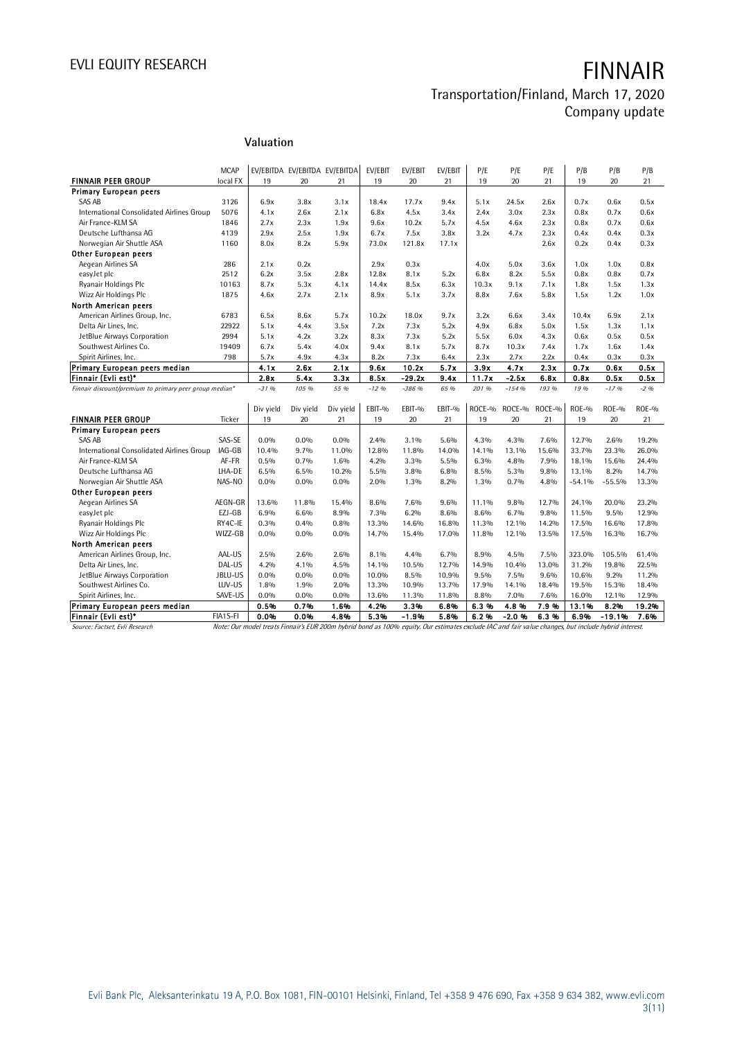## Valuation

| FINNAIR PEER GROUP | MCAP local FX | EV/EBITDA 19 | EV/EBITDA 20 | EV/EBITDA 21 | EV/EBIT 19 | EV/EBIT 20 | EV/EBIT 21 | P/E 19 | P/E 20 | P/E 21 | P/B 19 | P/B 20 | P/B 21 |
|---|---|---|---|---|---|---|---|---|---|---|---|---|---|
| **Primary European peers** | | | | | | | | | | | | | |
| SAS AB | 3126 | 6.9x | 3.8x | 3.1x | 18.4x | 17.7x | 9.4x | 5.1x | 24.5x | 2.6x | 0.7x | 0.6x | 0.5x |
| International Consolidated Airlines Group | 5076 | 4.1x | 2.6x | 2.1x | 6.8x | 4.5x | 3.4x | 2.4x | 3.0x | 2.3x | 0.8x | 0.7x | 0.6x |
| Air France-KLM SA | 1846 | 2.7x | 2.3x | 1.9x | 9.6x | 10.2x | 5.7x | 4.5x | 4.6x | 2.3x | 0.8x | 0.7x | 0.6x |
| Deutsche Lufthansa AG | 4139 | 2.9x | 2.5x | 1.9x | 6.7x | 7.5x | 3.8x | 3.2x | 4.7x | 2.3x | 0.4x | 0.4x | 0.3x |
| Norwegian Air Shuttle ASA | 1160 | 8.0x | 8.2x | 5.9x | 73.0x | 121.8x | 17.1x | | | 2.6x | 0.2x | 0.4x | 0.3x |
| **Other European peers** | | | | | | | | | | | | | |
| Aegean Airlines SA | 286 | 2.1x | 0.2x | | 2.9x | 0.3x | | 4.0x | 5.0x | 3.6x | 1.0x | 1.0x | 0.8x |
| easyJet plc | 2512 | 6.2x | 3.5x | 2.8x | 12.8x | 8.1x | 5.2x | 6.8x | 8.2x | 5.5x | 0.8x | 0.8x | 0.7x |
| Ryanair Holdings Plc | 10163 | 8.7x | 5.3x | 4.1x | 14.4x | 8.5x | 6.3x | 10.3x | 9.1x | 7.1x | 1.8x | 1.5x | 1.3x |
| Wizz Air Holdings Plc | 1875 | 4.6x | 2.7x | 2.1x | 8.9x | 5.1x | 3.7x | 8.8x | 7.6x | 5.8x | 1.5x | 1.2x | 1.0x |
| **North American peers** | | | | | | | | | | | | | |
| American Airlines Group, Inc. | 6783 | 6.5x | 8.6x | 5.7x | 10.2x | 18.0x | 9.7x | 3.2x | 6.6x | 3.4x | 10.4x | 6.9x | 2.1x |
| Delta Air Lines, Inc. | 22922 | 5.1x | 4.4x | 3.5x | 7.2x | 7.3x | 5.2x | 4.9x | 6.8x | 5.0x | 1.5x | 1.3x | 1.1x |
| JetBlue Airways Corporation | 2994 | 5.1x | 4.2x | 3.2x | 8.3x | 7.3x | 5.2x | 5.5x | 6.0x | 4.3x | 0.6x | 0.5x | 0.5x |
| Southwest Airlines Co. | 19409 | 6.7x | 5.4x | 4.0x | 9.4x | 8.1x | 5.7x | 8.7x | 10.3x | 7.4x | 1.7x | 1.6x | 1.4x |
| Spirit Airlines, Inc. | 798 | 5.7x | 4.9x | 4.3x | 8.2x | 7.3x | 6.4x | 2.3x | 2.7x | 2.2x | 0.4x | 0.3x | 0.3x |
| **Primary European peers median** | | **4.1x** | **2.6x** | **2.1x** | **9.6x** | **10.2x** | **5.7x** | **3.9x** | **4.7x** | **2.3x** | **0.7x** | **0.6x** | **0.5x** |
| **Finnair (Evli est)*** | | **2.8x** | **5.4x** | **3.3x** | **8.5x** | **-29.2x** | **9.4x** | **11.7x** | **-2.5x** | **6.8x** | **0.8x** | **0.5x** | **0.5x** |
| *Finnair discount/premium to primary peer group median** | | *-31 %* | *105 %* | *55 %* | *-12 %* | *-386 %* | *65 %* | *201 %* | *-154 %* | *193 %* | *19 %* | *-17 %* | *-2 %* |

| FINNAIR PEER GROUP | Ticker | Div yield 19 | Div yield 20 | Div yield 21 | EBIT-% 19 | EBIT-% 20 | EBIT-% 21 | ROCE-% 19 | ROCE-% 20 | ROCE-% 21 | ROE-% 19 | ROE-% 20 | ROE-% 21 |
|---|---|---|---|---|---|---|---|---|---|---|---|---|---|
| **Primary European peers** | | | | | | | | | | | | | |
| SAS AB | SAS-SE | 0.0% | 0.0% | 0.0% | 2.4% | 3.1% | 5.6% | 4.3% | 4.3% | 7.6% | 12.7% | 2.6% | 19.2% |
| International Consolidated Airlines Group | IAG-GB | 10.4% | 9.7% | 11.0% | 12.8% | 11.8% | 14.0% | 14.1% | 13.1% | 15.6% | 33.7% | 23.3% | 26.0% |
| Air France-KLM SA | AF-FR | 0.5% | 0.7% | 1.6% | 4.2% | 3.3% | 5.5% | 6.3% | 4.8% | 7.9% | 18.1% | 15.6% | 24.4% |
| Deutsche Lufthansa AG | LHA-DE | 6.5% | 6.5% | 10.2% | 5.5% | 3.8% | 6.8% | 8.5% | 5.3% | 9.8% | 13.1% | 8.2% | 14.7% |
| Norwegian Air Shuttle ASA | NAS-NO | 0.0% | 0.0% | 0.0% | 2.0% | 1.3% | 8.2% | 1.3% | 0.7% | 4.8% | -54.1% | -55.5% | 13.3% |
| **Other European peers** | | | | | | | | | | | | | |
| Aegean Airlines SA | AEGN-GR | 13.6% | 11.8% | 15.4% | 8.6% | 7.6% | 9.6% | 11.1% | 9.8% | 12.7% | 24.1% | 20.0% | 23.2% |
| easyJet plc | EZJ-GB | 6.9% | 6.6% | 8.9% | 7.3% | 6.2% | 8.6% | 8.6% | 6.7% | 9.8% | 11.5% | 9.5% | 12.9% |
| Ryanair Holdings Plc | RY4C-IE | 0.3% | 0.4% | 0.8% | 13.3% | 14.6% | 16.8% | 11.3% | 12.1% | 14.2% | 17.5% | 16.6% | 17.8% |
| Wizz Air Holdings Plc | WIZZ-GB | 0.0% | 0.0% | 0.0% | 14.7% | 15.4% | 17.0% | 11.8% | 12.1% | 13.5% | 17.5% | 16.3% | 16.7% |
| **North American peers** | | | | | | | | | | | | | |
| American Airlines Group, Inc. | AAL-US | 2.5% | 2.6% | 2.6% | 8.1% | 4.4% | 6.7% | 8.9% | 4.5% | 7.5% | 323.0% | 105.5% | 61.4% |
| Delta Air Lines, Inc. | DAL-US | 4.2% | 4.1% | 4.5% | 14.1% | 10.5% | 12.7% | 14.9% | 10.4% | 13.0% | 31.2% | 19.8% | 22.5% |
| JetBlue Airways Corporation | JBLU-US | 0.0% | 0.0% | 0.0% | 10.0% | 8.5% | 10.9% | 9.5% | 7.5% | 9.6% | 10.6% | 9.2% | 11.2% |
| Southwest Airlines Co. | LUV-US | 1.8% | 1.9% | 2.0% | 13.3% | 10.9% | 13.7% | 17.9% | 14.1% | 18.4% | 19.5% | 15.3% | 18.4% |
| Spirit Airlines, Inc. | SAVE-US | 0.0% | 0.0% | 0.0% | 13.6% | 11.3% | 11.8% | 8.8% | 7.0% | 7.6% | 16.0% | 12.1% | 12.9% |
| **Primary European peers median** | | **0.5%** | **0.7%** | **1.6%** | **4.2%** | **3.3%** | **6.8%** | **6.3 %** | **4.8 %** | **7.9 %** | **13.1%** | **8.2%** | **19.2%** |
| **Finnair (Evli est)*** | FIA1S-FI | **0.0%** | **0.0%** | **4.8%** | **5.3%** | **-1.9%** | **5.8%** | **6.2 %** | **-2.0 %** | **6.3 %** | **6.9%** | **-19.1%** | **7.6%** |

*Source: Factset, Evli Research*

*Note: Our model treats Finnair's EUR 200m hybrid bond as 100% equity. Our estimates exclude IAC and fair value changes, but include hybrid interest.*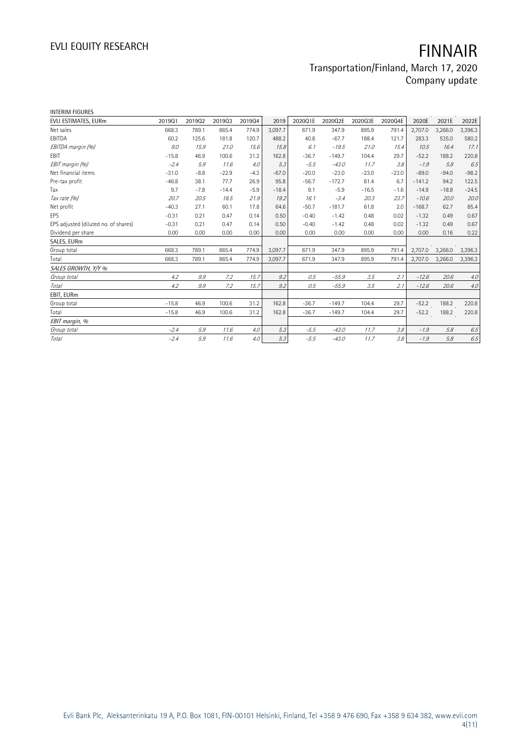INTERIM FIGURES

| EVLI ESTIMATES, EURm | 2019Q1 | 2019Q2 | 2019Q3 | 2019Q4 | 2019 | 2020Q1E | 2020Q2E | 2020Q3E | 2020Q4E | 2020E | 2021E | 2022E |
|---|---|---|---|---|---|---|---|---|---|---|---|---|
| Net sales | 668.3 | 789.1 | 865.4 | 774.9 | 3,097.7 | 671.9 | 347.9 | 895.9 | 791.4 | 2,707.0 | 3,266.0 | 3,396.3 |
| EBITDA | 60.2 | 125.6 | 181.8 | 120.7 | 488.2 | 40.8 | -67.7 | 188.4 | 121.7 | 283.3 | 535.0 | 580.2 |
| *EBITDA margin (%)* | *9.0* | *15.9* | *21.0* | *15.6* | *15.8* | *6.1* | *-19.5* | *21.0* | *15.4* | *10.5* | *16.4* | *17.1* |
| EBIT | -15.8 | 46.9 | 100.6 | 31.2 | 162.8 | -36.7 | -149.7 | 104.4 | 29.7 | -52.2 | 188.2 | 220.8 |
| *EBIT margin (%)* | *-2.4* | *5.9* | *11.6* | *4.0* | *5.3* | *-5.5* | *-43.0* | *11.7* | *3.8* | *-1.9* | *5.8* | *6.5* |
| Net financial items | -31.0 | -8.8 | -22.9 | -4.3 | -67.0 | -20.0 | -23.0 | -23.0 | -23.0 | -89.0 | -94.0 | -98.2 |
| Pre-tax profit | -46.8 | 38.1 | 77.7 | 26.9 | 95.8 | -56.7 | -172.7 | 81.4 | 6.7 | -141.2 | 94.2 | 122.5 |
| Tax | 9.7 | -7.8 | -14.4 | -5.9 | -18.4 | 9.1 | -5.9 | -16.5 | -1.6 | -14.9 | -18.8 | -24.5 |
| *Tax rate (%)* | *20.7* | *20.5* | *18.5* | *21.9* | *19.2* | *16.1* | *-3.4* | *20.3* | *23.7* | *-10.6* | *20.0* | *20.0* |
| Net profit | -40.3 | 27.1 | 60.1 | 17.8 | 64.6 | -50.7 | -181.7 | 61.8 | 2.0 | -168.7 | 62.7 | 85.4 |
| EPS | -0.31 | 0.21 | 0.47 | 0.14 | 0.50 | -0.40 | -1.42 | 0.48 | 0.02 | -1.32 | 0.49 | 0.67 |
| EPS adjusted (diluted no. of shares) | -0.31 | 0.21 | 0.47 | 0.14 | 0.50 | -0.40 | -1.42 | 0.48 | 0.02 | -1.32 | 0.49 | 0.67 |
| Dividend per share | 0.00 | 0.00 | 0.00 | 0.00 | 0.00 | 0.00 | 0.00 | 0.00 | 0.00 | 0.00 | 0.16 | 0.22 |
| SALES, EURm | | | | | | | | | | | | |
| Group total | 668.3 | 789.1 | 865.4 | 774.9 | 3,097.7 | 671.9 | 347.9 | 895.9 | 791.4 | 2,707.0 | 3,266.0 | 3,396.3 |
| Total | 668.3 | 789.1 | 865.4 | 774.9 | 3,097.7 | 671.9 | 347.9 | 895.9 | 791.4 | 2,707.0 | 3,266.0 | 3,396.3 |
| *SALES GROWTH, Y/Y %* | | | | | | | | | | | | |
| *Group total* | *4.2* | *9.9* | *7.2* | *15.7* | *9.2* | *0.5* | *-55.9* | *3.5* | *2.1* | *-12.6* | *20.6* | *4.0* |
| *Total* | *4.2* | *9.9* | *7.2* | *15.7* | *9.2* | *0.5* | *-55.9* | *3.5* | *2.1* | *-12.6* | *20.6* | *4.0* |
| EBIT, EURm | | | | | | | | | | | | |
| Group total | -15.8 | 46.9 | 100.6 | 31.2 | 162.8 | -36.7 | -149.7 | 104.4 | 29.7 | -52.2 | 188.2 | 220.8 |
| Total | -15.8 | 46.9 | 100.6 | 31.2 | 162.8 | -36.7 | -149.7 | 104.4 | 29.7 | -52.2 | 188.2 | 220.8 |
| *EBIT margin, %* | | | | | | | | | | | | |
| *Group total* | *-2.4* | *5.9* | *11.6* | *4.0* | *5.3* | *-5.5* | *-43.0* | *11.7* | *3.8* | *-1.9* | *5.8* | *6.5* |
| *Total* | *-2.4* | *5.9* | *11.6* | *4.0* | *5.3* | *-5.5* | *-43.0* | *11.7* | *3.8* | *-1.9* | *5.8* | *6.5* |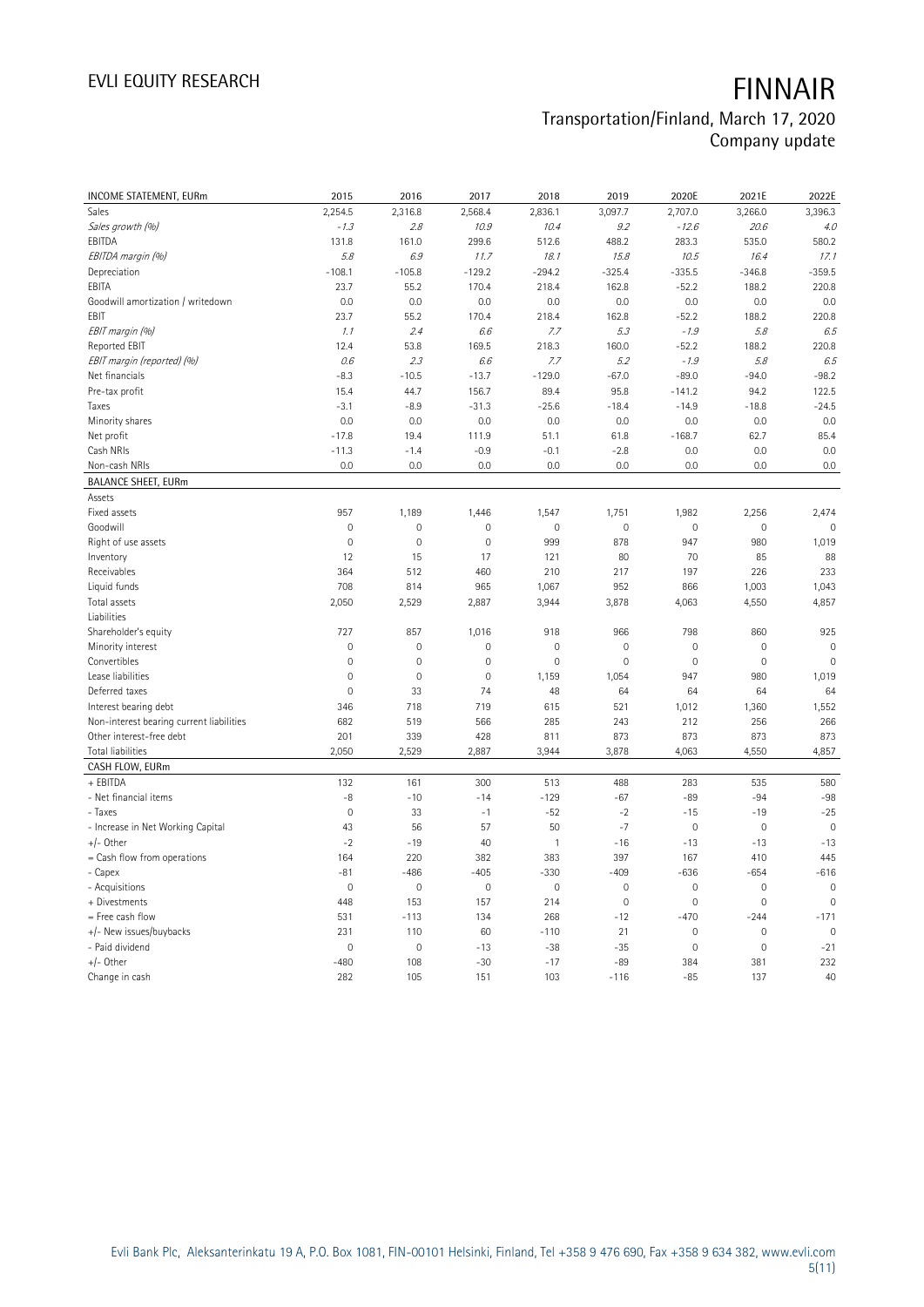# FINNAIR

Transportation/Finland, March 17, 2020
Company update

| INCOME STATEMENT, EURm | 2015 | 2016 | 2017 | 2018 | 2019 | 2020E | 2021E | 2022E |
|---|---|---|---|---|---|---|---|---|
| Sales | 2,254.5 | 2,316.8 | 2,568.4 | 2,836.1 | 3,097.7 | 2,707.0 | 3,266.0 | 3,396.3 |
| *Sales growth (%)* | *-1.3* | *2.8* | *10.9* | *10.4* | *9.2* | *-12.6* | *20.6* | *4.0* |
| EBITDA | 131.8 | 161.0 | 299.6 | 512.6 | 488.2 | 283.3 | 535.0 | 580.2 |
| *EBITDA margin (%)* | *5.8* | *6.9* | *11.7* | *18.1* | *15.8* | *10.5* | *16.4* | *17.1* |
| Depreciation | -108.1 | -105.8 | -129.2 | -294.2 | -325.4 | -335.5 | -346.8 | -359.5 |
| EBITA | 23.7 | 55.2 | 170.4 | 218.4 | 162.8 | -52.2 | 188.2 | 220.8 |
| Goodwill amortization / writedown | 0.0 | 0.0 | 0.0 | 0.0 | 0.0 | 0.0 | 0.0 | 0.0 |
| EBIT | 23.7 | 55.2 | 170.4 | 218.4 | 162.8 | -52.2 | 188.2 | 220.8 |
| *EBIT margin (%)* | *1.1* | *2.4* | *6.6* | *7.7* | *5.3* | *-1.9* | *5.8* | *6.5* |
| Reported EBIT | 12.4 | 53.8 | 169.5 | 218.3 | 160.0 | -52.2 | 188.2 | 220.8 |
| *EBIT margin (reported) (%)* | *0.6* | *2.3* | *6.6* | *7.7* | *5.2* | *-1.9* | *5.8* | *6.5* |
| Net financials | -8.3 | -10.5 | -13.7 | -129.0 | -67.0 | -89.0 | -94.0 | -98.2 |
| Pre-tax profit | 15.4 | 44.7 | 156.7 | 89.4 | 95.8 | -141.2 | 94.2 | 122.5 |
| Taxes | -3.1 | -8.9 | -31.3 | -25.6 | -18.4 | -14.9 | -18.8 | -24.5 |
| Minority shares | 0.0 | 0.0 | 0.0 | 0.0 | 0.0 | 0.0 | 0.0 | 0.0 |
| Net profit | -17.8 | 19.4 | 111.9 | 51.1 | 61.8 | -168.7 | 62.7 | 85.4 |
| Cash NRIs | -11.3 | -1.4 | -0.9 | -0.1 | -2.8 | 0.0 | 0.0 | 0.0 |
| Non-cash NRIs | 0.0 | 0.0 | 0.0 | 0.0 | 0.0 | 0.0 | 0.0 | 0.0 |
| **BALANCE SHEET, EURm** | | | | | | | | |
| Assets | | | | | | | | |
| Fixed assets | 957 | 1,189 | 1,446 | 1,547 | 1,751 | 1,982 | 2,256 | 2,474 |
| Goodwill | 0 | 0 | 0 | 0 | 0 | 0 | 0 | 0 |
| Right of use assets | 0 | 0 | 0 | 999 | 878 | 947 | 980 | 1,019 |
| Inventory | 12 | 15 | 17 | 121 | 80 | 70 | 85 | 88 |
| Receivables | 364 | 512 | 460 | 210 | 217 | 197 | 226 | 233 |
| Liquid funds | 708 | 814 | 965 | 1,067 | 952 | 866 | 1,003 | 1,043 |
| Total assets | 2,050 | 2,529 | 2,887 | 3,944 | 3,878 | 4,063 | 4,550 | 4,857 |
| Liabilities | | | | | | | | |
| Shareholder's equity | 727 | 857 | 1,016 | 918 | 966 | 798 | 860 | 925 |
| Minority interest | 0 | 0 | 0 | 0 | 0 | 0 | 0 | 0 |
| Convertibles | 0 | 0 | 0 | 0 | 0 | 0 | 0 | 0 |
| Lease liabilities | 0 | 0 | 0 | 1,159 | 1,054 | 947 | 980 | 1,019 |
| Deferred taxes | 0 | 33 | 74 | 48 | 64 | 64 | 64 | 64 |
| Interest bearing debt | 346 | 718 | 719 | 615 | 521 | 1,012 | 1,360 | 1,552 |
| Non-interest bearing current liabilities | 682 | 519 | 566 | 285 | 243 | 212 | 256 | 266 |
| Other interest-free debt | 201 | 339 | 428 | 811 | 873 | 873 | 873 | 873 |
| Total liabilities | 2,050 | 2,529 | 2,887 | 3,944 | 3,878 | 4,063 | 4,550 | 4,857 |
| **CASH FLOW, EURm** | | | | | | | | |
| + EBITDA | 132 | 161 | 300 | 513 | 488 | 283 | 535 | 580 |
| - Net financial items | -8 | -10 | -14 | -129 | -67 | -89 | -94 | -98 |
| - Taxes | 0 | 33 | -1 | -52 | -2 | -15 | -19 | -25 |
| - Increase in Net Working Capital | 43 | 56 | 57 | 50 | -7 | 0 | 0 | 0 |
| +/- Other | -2 | -19 | 40 | 1 | -16 | -13 | -13 | -13 |
| = Cash flow from operations | 164 | 220 | 382 | 383 | 397 | 167 | 410 | 445 |
| - Capex | -81 | -486 | -405 | -330 | -409 | -636 | -654 | -616 |
| - Acquisitions | 0 | 0 | 0 | 0 | 0 | 0 | 0 | 0 |
| + Divestments | 448 | 153 | 157 | 214 | 0 | 0 | 0 | 0 |
| = Free cash flow | 531 | -113 | 134 | 268 | -12 | -470 | -244 | -171 |
| +/- New issues/buybacks | 231 | 110 | 60 | -110 | 21 | 0 | 0 | 0 |
| - Paid dividend | 0 | 0 | -13 | -38 | -35 | 0 | 0 | -21 |
| +/- Other | -480 | 108 | -30 | -17 | -89 | 384 | 381 | 232 |
| Change in cash | 282 | 105 | 151 | 103 | -116 | -85 | 137 | 40 |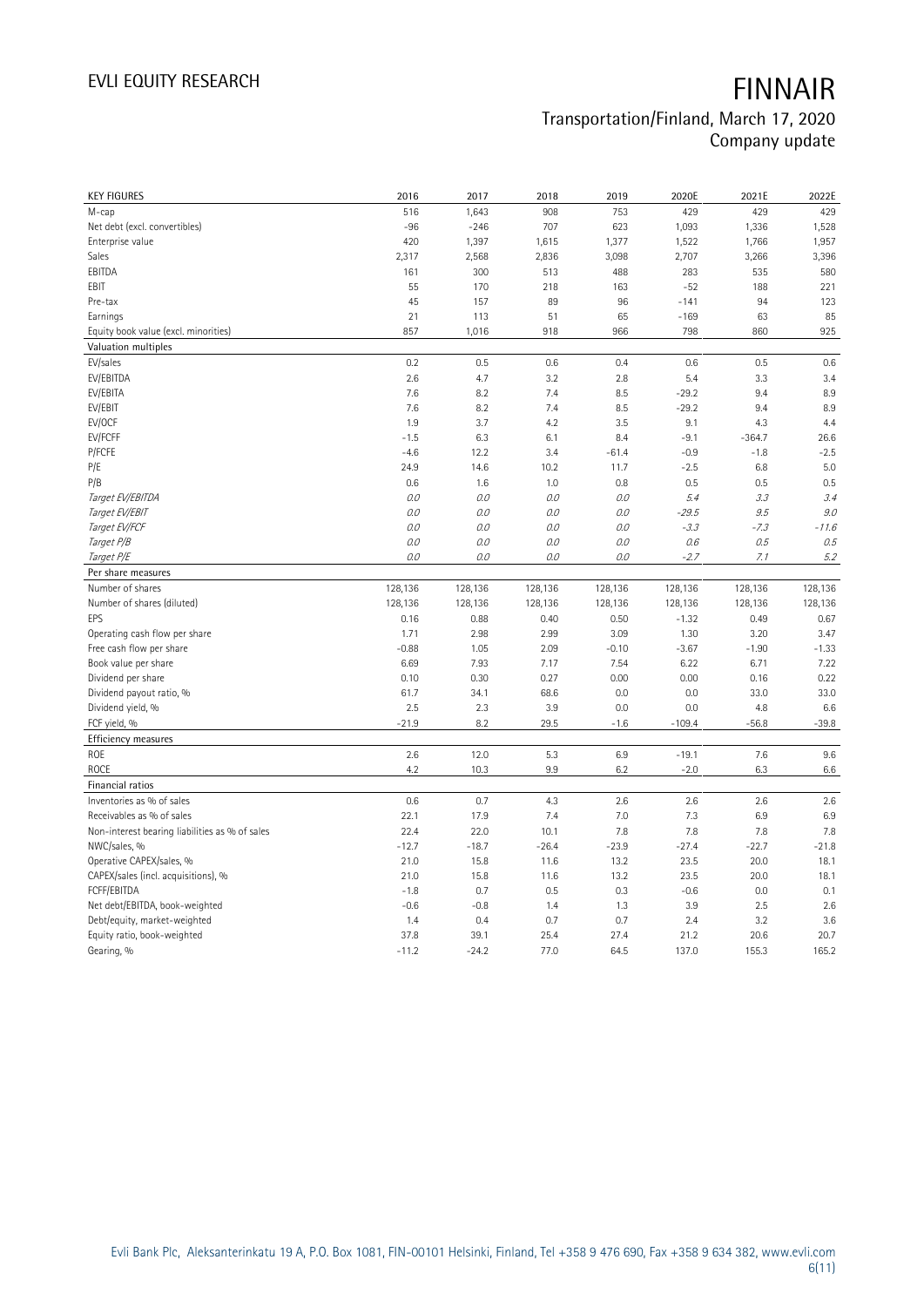| KEY FIGURES | 2016 | 2017 | 2018 | 2019 | 2020E | 2021E | 2022E |
|---|---|---|---|---|---|---|---|
| M-cap | 516 | 1,643 | 908 | 753 | 429 | 429 | 429 |
| Net debt (excl. convertibles) | -96 | -246 | 707 | 623 | 1,093 | 1,336 | 1,528 |
| Enterprise value | 420 | 1,397 | 1,615 | 1,377 | 1,522 | 1,766 | 1,957 |
| Sales | 2,317 | 2,568 | 2,836 | 3,098 | 2,707 | 3,266 | 3,396 |
| EBITDA | 161 | 300 | 513 | 488 | 283 | 535 | 580 |
| EBIT | 55 | 170 | 218 | 163 | -52 | 188 | 221 |
| Pre-tax | 45 | 157 | 89 | 96 | -141 | 94 | 123 |
| Earnings | 21 | 113 | 51 | 65 | -169 | 63 | 85 |
| Equity book value (excl. minorities) | 857 | 1,016 | 918 | 966 | 798 | 860 | 925 |
| **Valuation multiples** | | | | | | | |
| EV/sales | 0.2 | 0.5 | 0.6 | 0.4 | 0.6 | 0.5 | 0.6 |
| EV/EBITDA | 2.6 | 4.7 | 3.2 | 2.8 | 5.4 | 3.3 | 3.4 |
| EV/EBITA | 7.6 | 8.2 | 7.4 | 8.5 | -29.2 | 9.4 | 8.9 |
| EV/EBIT | 7.6 | 8.2 | 7.4 | 8.5 | -29.2 | 9.4 | 8.9 |
| EV/OCF | 1.9 | 3.7 | 4.2 | 3.5 | 9.1 | 4.3 | 4.4 |
| EV/FCFF | -1.5 | 6.3 | 6.1 | 8.4 | -9.1 | -364.7 | 26.6 |
| P/FCFE | -4.6 | 12.2 | 3.4 | -61.4 | -0.9 | -1.8 | -2.5 |
| P/E | 24.9 | 14.6 | 10.2 | 11.7 | -2.5 | 6.8 | 5.0 |
| P/B | 0.6 | 1.6 | 1.0 | 0.8 | 0.5 | 0.5 | 0.5 |
| *Target EV/EBITDA* | *0.0* | *0.0* | *0.0* | *0.0* | *5.4* | *3.3* | *3.4* |
| *Target EV/EBIT* | *0.0* | *0.0* | *0.0* | *0.0* | *-29.5* | *9.5* | *9.0* |
| *Target EV/FCF* | *0.0* | *0.0* | *0.0* | *0.0* | *-3.3* | *-7.3* | *-11.6* |
| *Target P/B* | *0.0* | *0.0* | *0.0* | *0.0* | *0.6* | *0.5* | *0.5* |
| *Target P/E* | *0.0* | *0.0* | *0.0* | *0.0* | *-2.7* | *7.1* | *5.2* |
| **Per share measures** | | | | | | | |
| Number of shares | 128,136 | 128,136 | 128,136 | 128,136 | 128,136 | 128,136 | 128,136 |
| Number of shares (diluted) | 128,136 | 128,136 | 128,136 | 128,136 | 128,136 | 128,136 | 128,136 |
| EPS | 0.16 | 0.88 | 0.40 | 0.50 | -1.32 | 0.49 | 0.67 |
| Operating cash flow per share | 1.71 | 2.98 | 2.99 | 3.09 | 1.30 | 3.20 | 3.47 |
| Free cash flow per share | -0.88 | 1.05 | 2.09 | -0.10 | -3.67 | -1.90 | -1.33 |
| Book value per share | 6.69 | 7.93 | 7.17 | 7.54 | 6.22 | 6.71 | 7.22 |
| Dividend per share | 0.10 | 0.30 | 0.27 | 0.00 | 0.00 | 0.16 | 0.22 |
| Dividend payout ratio, % | 61.7 | 34.1 | 68.6 | 0.0 | 0.0 | 33.0 | 33.0 |
| Dividend yield, % | 2.5 | 2.3 | 3.9 | 0.0 | 0.0 | 4.8 | 6.6 |
| FCF yield, % | -21.9 | 8.2 | 29.5 | -1.6 | -109.4 | -56.8 | -39.8 |
| **Efficiency measures** | | | | | | | |
| ROE | 2.6 | 12.0 | 5.3 | 6.9 | -19.1 | 7.6 | 9.6 |
| ROCE | 4.2 | 10.3 | 9.9 | 6.2 | -2.0 | 6.3 | 6.6 |
| **Financial ratios** | | | | | | | |
| Inventories as % of sales | 0.6 | 0.7 | 4.3 | 2.6 | 2.6 | 2.6 | 2.6 |
| Receivables as % of sales | 22.1 | 17.9 | 7.4 | 7.0 | 7.3 | 6.9 | 6.9 |
| Non-interest bearing liabilities as % of sales | 22.4 | 22.0 | 10.1 | 7.8 | 7.8 | 7.8 | 7.8 |
| NWC/sales, % | -12.7 | -18.7 | -26.4 | -23.9 | -27.4 | -22.7 | -21.8 |
| Operative CAPEX/sales, % | 21.0 | 15.8 | 11.6 | 13.2 | 23.5 | 20.0 | 18.1 |
| CAPEX/sales (incl. acquisitions), % | 21.0 | 15.8 | 11.6 | 13.2 | 23.5 | 20.0 | 18.1 |
| FCFF/EBITDA | -1.8 | 0.7 | 0.5 | 0.3 | -0.6 | 0.0 | 0.1 |
| Net debt/EBITDA, book-weighted | -0.6 | -0.8 | 1.4 | 1.3 | 3.9 | 2.5 | 2.6 |
| Debt/equity, market-weighted | 1.4 | 0.4 | 0.7 | 0.7 | 2.4 | 3.2 | 3.6 |
| Equity ratio, book-weighted | 37.8 | 39.1 | 25.4 | 27.4 | 21.2 | 20.6 | 20.7 |
| Gearing, % | -11.2 | -24.2 | 77.0 | 64.5 | 137.0 | 155.3 | 165.2 |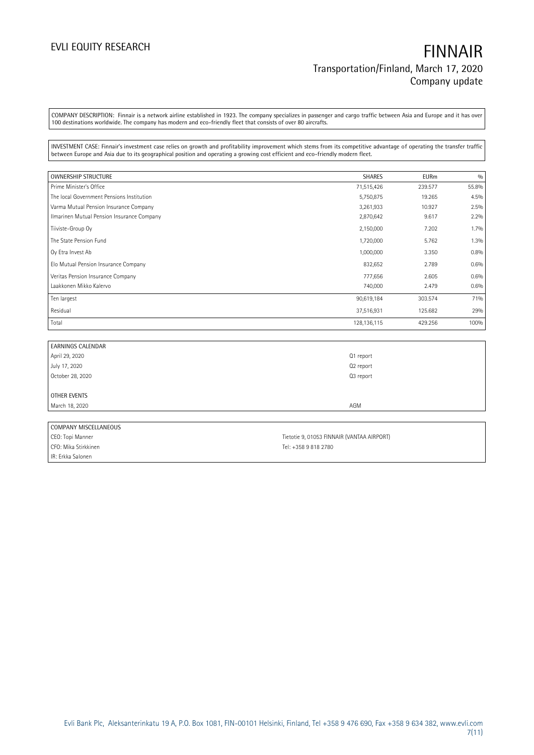COMPANY DESCRIPTION: Finnair is a network airline established in 1923. The company specializes in passenger and cargo traffic between Asia and Europe and it has over 100 destinations worldwide. The company has modern and eco-friendly fleet that consists of over 80 aircrafts.

INVESTMENT CASE: Finnair's investment case relies on growth and profitability improvement which stems from its competitive advantage of operating the transfer traffic between Europe and Asia due to its geographical position and operating a growing cost efficient and eco-friendly modern fleet.

| OWNERSHIP STRUCTURE | SHARES | EURm | % |
|---|---|---|---|
| Prime Minister's Office | 71,515,426 | 239.577 | 55.8% |
| The local Government Pensions Institution | 5,750,875 | 19.265 | 4.5% |
| Varma Mutual Pension Insurance Company | 3,261,933 | 10.927 | 2.5% |
| Ilmarinen Mutual Pension Insurance Company | 2,870,642 | 9.617 | 2.2% |
| Tiiviste-Group Oy | 2,150,000 | 7.202 | 1.7% |
| The State Pension Fund | 1,720,000 | 5.762 | 1.3% |
| Oy Etra Invest Ab | 1,000,000 | 3.350 | 0.8% |
| Elo Mutual Pension Insurance Company | 832,652 | 2.789 | 0.6% |
| Veritas Pension Insurance Company | 777,656 | 2.605 | 0.6% |
| Laakkonen Mikko Kalervo | 740,000 | 2.479 | 0.6% |
| Ten largest | 90,619,184 | 303.574 | 71% |
| Residual | 37,516,931 | 125.682 | 29% |
| Total | 128,136,115 | 429.256 | 100% |

| EARNINGS CALENDAR | |
|---|---|
| April 29, 2020 | Q1 report |
| July 17, 2020 | Q2 report |
| October 28, 2020 | Q3 report |
| | |
| OTHER EVENTS | |
| March 18, 2020 | AGM |

| COMPANY MISCELLANEOUS | |
|---|---|
| CEO: Topi Manner | Tietotie 9, 01053 FINNAIR (VANTAA AIRPORT) |
| CFO: Mika Stirkkinen | Tel: +358 9 818 2780 |
| IR: Erkka Salonen | |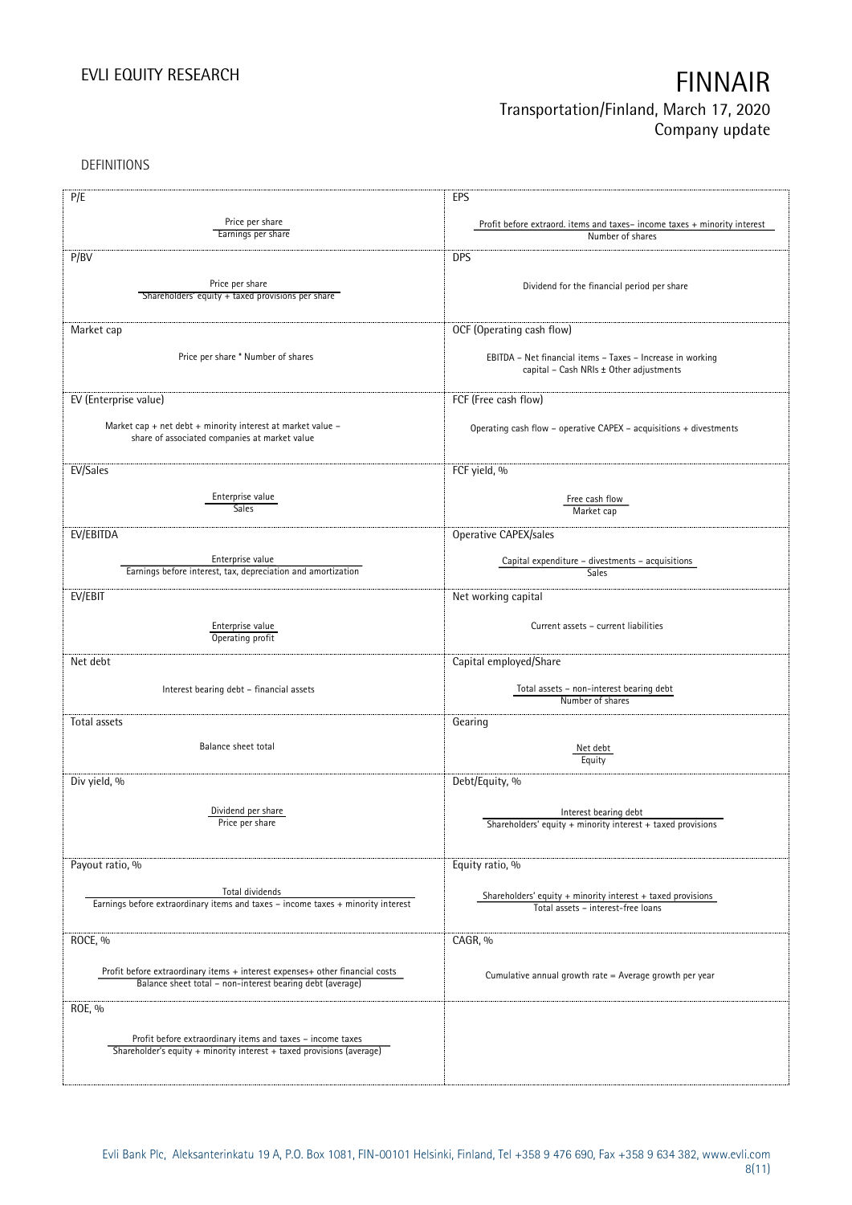DEFINITIONS

| P/E | EPS |
|---|---|
| Price per share / Earnings per share | Profit before extraord. items and taxes– income taxes + minority interest / Number of shares |
| **P/BV** | **DPS** |
| Price per share / Shareholders' equity + taxed provisions per share | Dividend for the financial period per share |
| **Market cap** | **OCF (Operating cash flow)** |
| Price per share * Number of shares | EBITDA – Net financial items – Taxes – Increase in working capital – Cash NRIs ± Other adjustments |
| **EV (Enterprise value)** | **FCF (Free cash flow)** |
| Market cap + net debt + minority interest at market value – share of associated companies at market value | Operating cash flow – operative CAPEX – acquisitions + divestments |
| **EV/Sales** | **FCF yield, %** |
| Enterprise value / Sales | Free cash flow / Market cap |
| **EV/EBITDA** | **Operative CAPEX/sales** |
| Enterprise value / Earnings before interest, tax, depreciation and amortization | Capital expenditure – divestments – acquisitions / Sales |
| **EV/EBIT** | **Net working capital** |
| Enterprise value / Operating profit | Current assets – current liabilities |
| **Net debt** | **Capital employed/Share** |
| Interest bearing debt – financial assets | Total assets – non-interest bearing debt / Number of shares |
| **Total assets** | **Gearing** |
| Balance sheet total | Net debt / Equity |
| **Div yield, %** | **Debt/Equity, %** |
| Dividend per share / Price per share | Interest bearing debt / Shareholders' equity + minority interest + taxed provisions |
| **Payout ratio, %** | **Equity ratio, %** |
| Total dividends / Earnings before extraordinary items and taxes – income taxes + minority interest | Shareholders' equity + minority interest + taxed provisions / Total assets – interest-free loans |
| **ROCE, %** | **CAGR, %** |
| Profit before extraordinary items + interest expenses+ other financial costs / Balance sheet total – non-interest bearing debt (average) | Cumulative annual growth rate = Average growth per year |
| **ROE, %** | |
| Profit before extraordinary items and taxes – income taxes / Shareholder's equity + minority interest + taxed provisions (average) | |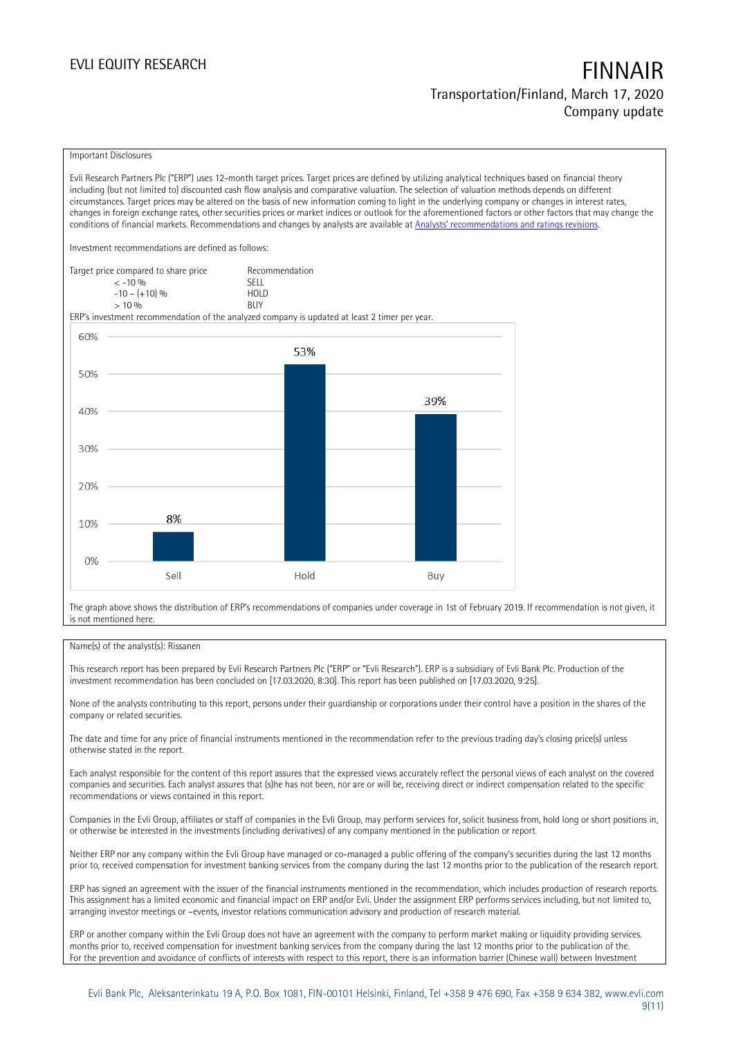Important Disclosures

Evli Research Partners Plc ("ERP") uses 12-month target prices. Target prices are defined by utilizing analytical techniques based on financial theory including (but not limited to) discounted cash flow analysis and comparative valuation. The selection of valuation methods depends on different circumstances. Target prices may be altered on the basis of new information coming to light in the underlying company or changes in interest rates, changes in foreign exchange rates, other securities prices or market indices or outlook for the aforementioned factors or other factors that may change the conditions of financial markets. Recommendations and changes by analysts are available at Analysts' recommendations and ratings revisions.

Investment recommendations are defined as follows:

| Target price compared to share price | Recommendation |
|---|---|
| < -10 % | SELL |
| -10 – (+10) % | HOLD |
| > 10 % | BUY |

ERP's investment recommendation of the analyzed company is updated at least 2 timer per year.

| | Sell | Hold | Buy |
|---|---|---|---|
| Share | 8% | 53% | 39% |

The graph above shows the distribution of ERP's recommendations of companies under coverage in 1st of February 2019. If recommendation is not given, it is not mentioned here.

Name(s) of the analyst(s): Rissanen

This research report has been prepared by Evli Research Partners Plc ("ERP" or "Evli Research"). ERP is a subsidiary of Evli Bank Plc. Production of the investment recommendation has been concluded on [17.03.2020, 8:30]. This report has been published on [17.03.2020, 9:25].

None of the analysts contributing to this report, persons under their guardianship or corporations under their control have a position in the shares of the company or related securities.

The date and time for any price of financial instruments mentioned in the recommendation refer to the previous trading day's closing price(s) unless otherwise stated in the report.

Each analyst responsible for the content of this report assures that the expressed views accurately reflect the personal views of each analyst on the covered companies and securities. Each analyst assures that (s)he has not been, nor are or will be, receiving direct or indirect compensation related to the specific recommendations or views contained in this report.

Companies in the Evli Group, affiliates or staff of companies in the Evli Group, may perform services for, solicit business from, hold long or short positions in, or otherwise be interested in the investments (including derivatives) of any company mentioned in the publication or report.

Neither ERP nor any company within the Evli Group have managed or co-managed a public offering of the company's securities during the last 12 months prior to, received compensation for investment banking services from the company during the last 12 months prior to the publication of the research report.

ERP has signed an agreement with the issuer of the financial instruments mentioned in the recommendation, which includes production of research reports. This assignment has a limited economic and financial impact on ERP and/or Evli. Under the assignment ERP performs services including, but not limited to, arranging investor meetings or –events, investor relations communication advisory and production of research material.

ERP or another company within the Evli Group does not have an agreement with the company to perform market making or liquidity providing services. months prior to, received compensation for investment banking services from the company during the last 12 months prior to the publication of the. For the prevention and avoidance of conflicts of interests with respect to this report, there is an information barrier (Chinese wall) between Investment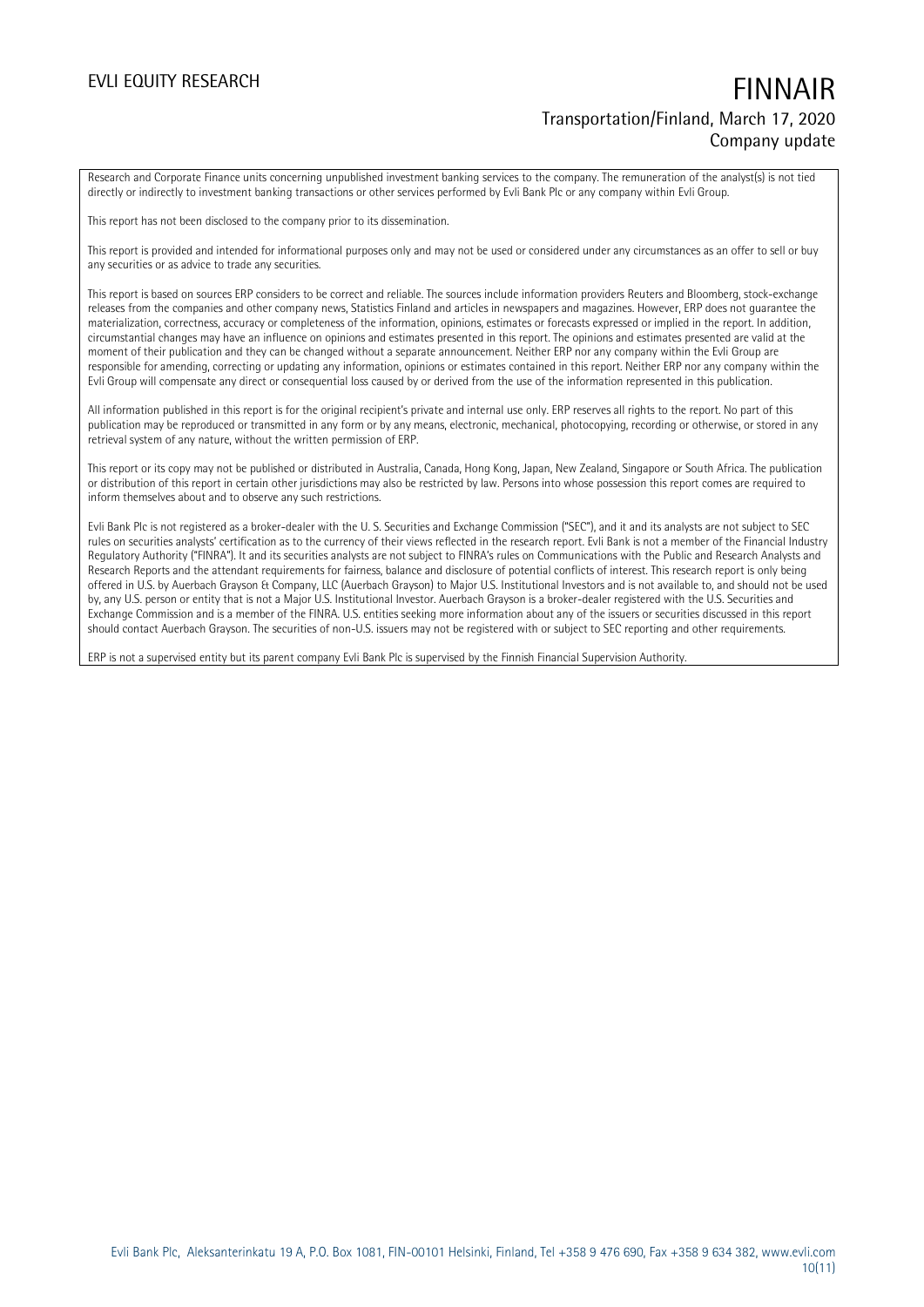Research and Corporate Finance units concerning unpublished investment banking services to the company. The remuneration of the analyst(s) is not tied directly or indirectly to investment banking transactions or other services performed by Evli Bank Plc or any company within Evli Group.

This report has not been disclosed to the company prior to its dissemination.

This report is provided and intended for informational purposes only and may not be used or considered under any circumstances as an offer to sell or buy any securities or as advice to trade any securities.

This report is based on sources ERP considers to be correct and reliable. The sources include information providers Reuters and Bloomberg, stock-exchange releases from the companies and other company news, Statistics Finland and articles in newspapers and magazines. However, ERP does not guarantee the materialization, correctness, accuracy or completeness of the information, opinions, estimates or forecasts expressed or implied in the report. In addition, circumstantial changes may have an influence on opinions and estimates presented in this report. The opinions and estimates presented are valid at the moment of their publication and they can be changed without a separate announcement. Neither ERP nor any company within the Evli Group are responsible for amending, correcting or updating any information, opinions or estimates contained in this report. Neither ERP nor any company within the Evli Group will compensate any direct or consequential loss caused by or derived from the use of the information represented in this publication.

All information published in this report is for the original recipient's private and internal use only. ERP reserves all rights to the report. No part of this publication may be reproduced or transmitted in any form or by any means, electronic, mechanical, photocopying, recording or otherwise, or stored in any retrieval system of any nature, without the written permission of ERP.

This report or its copy may not be published or distributed in Australia, Canada, Hong Kong, Japan, New Zealand, Singapore or South Africa. The publication or distribution of this report in certain other jurisdictions may also be restricted by law. Persons into whose possession this report comes are required to inform themselves about and to observe any such restrictions.

Evli Bank Plc is not registered as a broker-dealer with the U. S. Securities and Exchange Commission ("SEC"), and it and its analysts are not subject to SEC rules on securities analysts' certification as to the currency of their views reflected in the research report. Evli Bank is not a member of the Financial Industry Regulatory Authority ("FINRA"). It and its securities analysts are not subject to FINRA's rules on Communications with the Public and Research Analysts and Research Reports and the attendant requirements for fairness, balance and disclosure of potential conflicts of interest. This research report is only being offered in U.S. by Auerbach Grayson & Company, LLC (Auerbach Grayson) to Major U.S. Institutional Investors and is not available to, and should not be used by, any U.S. person or entity that is not a Major U.S. Institutional Investor. Auerbach Grayson is a broker-dealer registered with the U.S. Securities and Exchange Commission and is a member of the FINRA. U.S. entities seeking more information about any of the issuers or securities discussed in this report should contact Auerbach Grayson. The securities of non-U.S. issuers may not be registered with or subject to SEC reporting and other requirements.

ERP is not a supervised entity but its parent company Evli Bank Plc is supervised by the Finnish Financial Supervision Authority.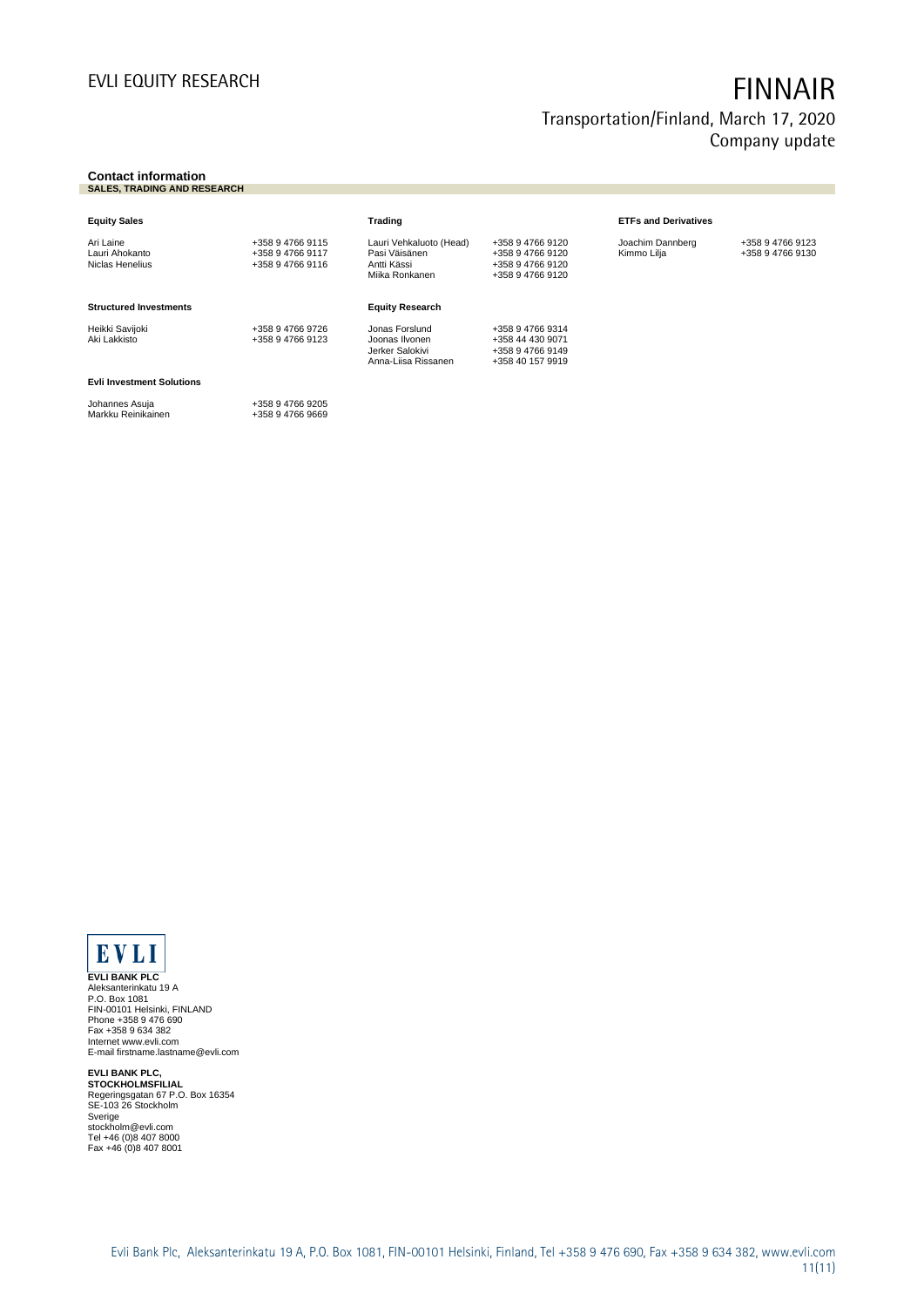## Contact information

**SALES, TRADING AND RESEARCH**

| **Equity Sales** | | **Trading** | | **ETFs and Derivatives** | |
|---|---|---|---|---|---|
| Ari Laine | +358 9 4766 9115 | Lauri Vehkaluoto (Head) | +358 9 4766 9120 | Joachim Dannberg | +358 9 4766 9123 |
| Lauri Ahokanto | +358 9 4766 9117 | Pasi Väisänen | +358 9 4766 9120 | Kimmo Lilja | +358 9 4766 9130 |
| Niclas Henelius | +358 9 4766 9116 | Antti Kässi | +358 9 4766 9120 | | |
| | | Miika Ronkanen | +358 9 4766 9120 | | |

| **Structured Investments** | | **Equity Research** | |
|---|---|---|---|
| Heikki Savijoki | +358 9 4766 9726 | Jonas Forslund | +358 9 4766 9314 |
| Aki Lakkisto | +358 9 4766 9123 | Joonas Ilvonen | +358 44 430 9071 |
| | | Jerker Salokivi | +358 9 4766 9149 |
| | | Anna-Liisa Rissanen | +358 40 157 9919 |

| **Evli Investment Solutions** | |
|---|---|
| Johannes Asuja | +358 9 4766 9205 |
| Markku Reinikainen | +358 9 4766 9669 |

EVLI

**EVLI BANK PLC**
Aleksanterinkatu 19 A
P.O. Box 1081
FIN-00101 Helsinki, FINLAND
Phone +358 9 476 690
Fax +358 9 634 382
Internet www.evli.com
E-mail firstname.lastname@evli.com

**EVLI BANK PLC, STOCKHOLMSFILIAL**
Regeringsgatan 67 P.O. Box 16354
SE-103 26 Stockholm
Sverige
stockholm@evli.com
Tel +46 (0)8 407 8000
Fax +46 (0)8 407 8001